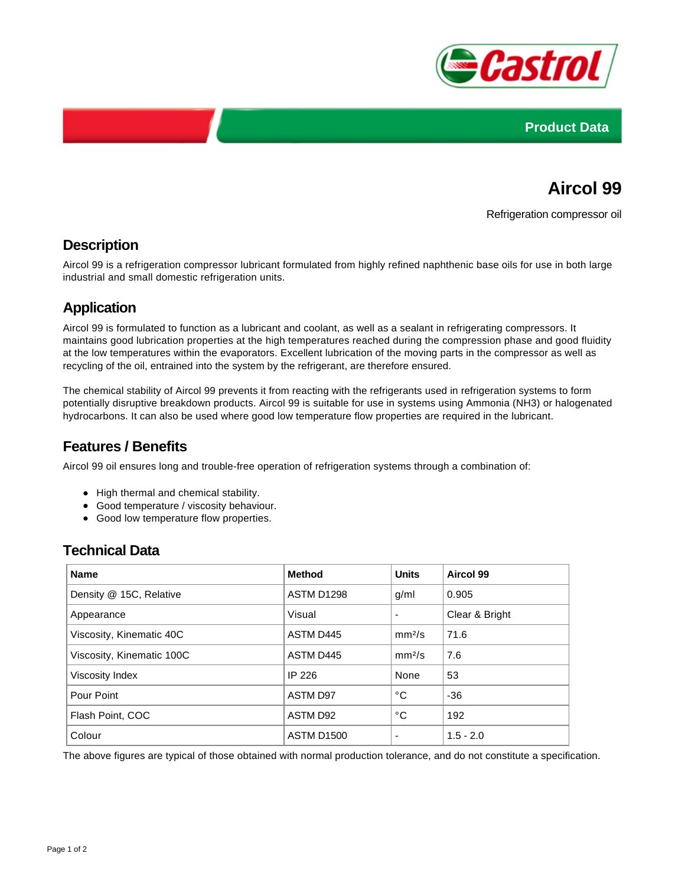Product Data

# Aircol 99

Refrigeration compressor oil

## Description

Aircol 99 is a refrigeration compressor lubricant formulated from highly refined naphthenic base oils for use in both large industrial and small domestic refrigeration units.

## Application

Aircol 99 is formulated to function as a lubricant and coolant, as well as a sealant in refrigerating compressors. It maintains good lubrication properties at the high temperatures reached during the compression phase and good fluidity at the low temperatures within the evaporators. Excellent lubrication of the moving parts in the compressor as well as recycling of the oil, entrained into the system by the refrigerant, are therefore ensured.

The chemical stability of Aircol 99 prevents it from reacting with the refrigerants used in refrigeration systems to form potentially disruptive breakdown products. Aircol 99 is suitable for use in systems using Ammonia ($NH_3$) or halogenated hydrocarbons. It can also be used where good low temperature flow properties are required in the lubricant.

## Features / Benefits

Aircol 99 oil ensures long and trouble-free operation of refrigeration systems through a combination of:

- High thermal and chemical stability.
- Good temperature / viscosity behaviour.
- Good low temperature flow properties.

## Technical Data

| Name | Method | Units | Aircol 99 |
|---|---|---|---|
| Density @ 15C, Relative | ASTM D1298 | g/ml | 0.905 |
| Appearance | Visual | - | Clear & Bright |
| Viscosity, Kinematic 40C | ASTM D445 | $mm^2/s$ | 71.6 |
| Viscosity, Kinematic 100C | ASTM D445 | $mm^2/s$ | 7.6 |
| Viscosity Index | IP 226 | None | 53 |
| Pour Point | ASTM D97 | °C | -36 |
| Flash Point, COC | ASTM D92 | °C | 192 |
| Colour | ASTM D1500 | - | 1.5 - 2.0 |

The above figures are typical of those obtained with normal production tolerance, and do not constitute a specification.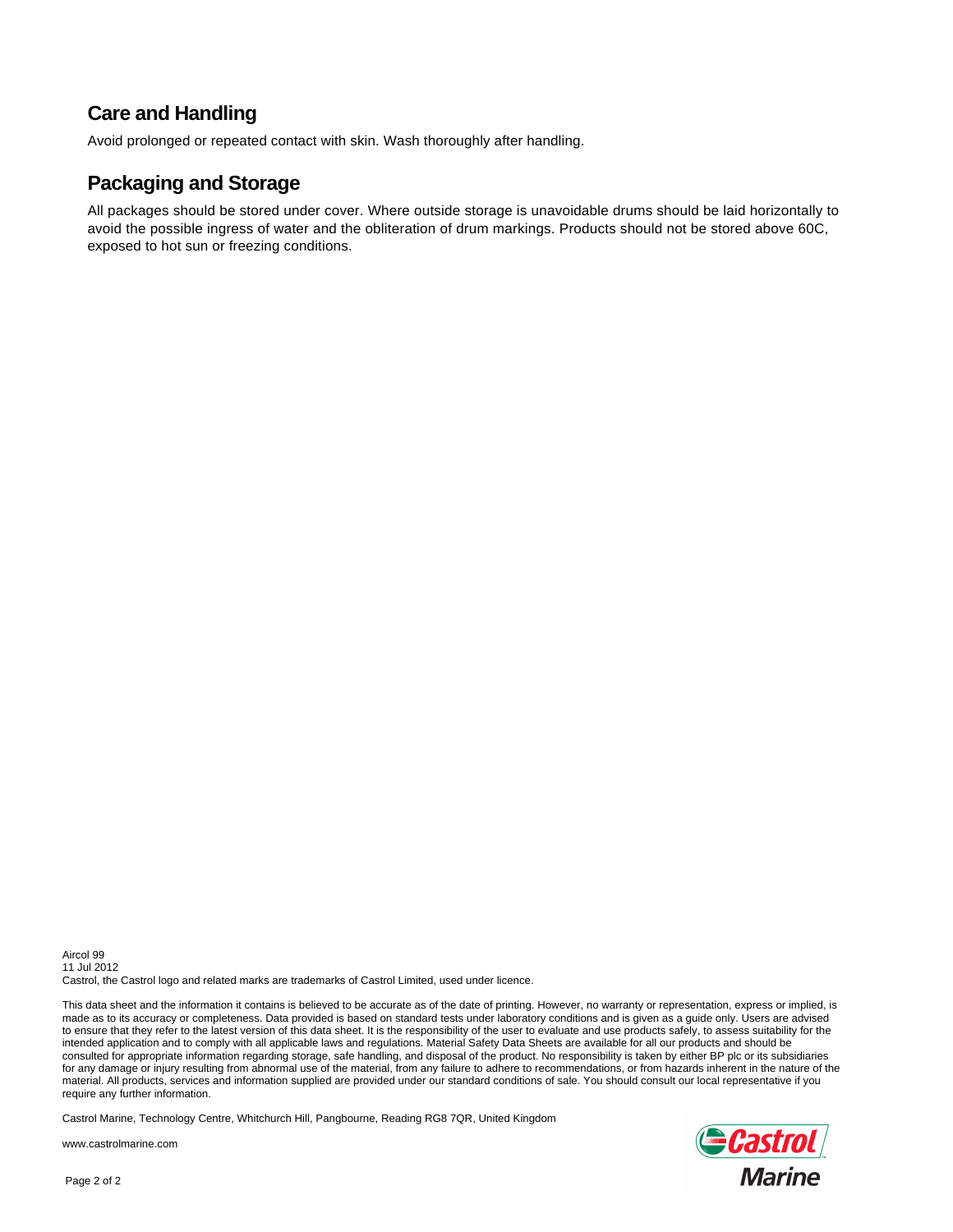## Care and Handling

Avoid prolonged or repeated contact with skin. Wash thoroughly after handling.

## Packaging and Storage

All packages should be stored under cover. Where outside storage is unavoidable drums should be laid horizontally to avoid the possible ingress of water and the obliteration of drum markings. Products should not be stored above 60C, exposed to hot sun or freezing conditions.

Aircol 99
11 Jul 2012
Castrol, the Castrol logo and related marks are trademarks of Castrol Limited, used under licence.

This data sheet and the information it contains is believed to be accurate as of the date of printing. However, no warranty or representation, express or implied, is made as to its accuracy or completeness. Data provided is based on standard tests under laboratory conditions and is given as a guide only. Users are advised to ensure that they refer to the latest version of this data sheet. It is the responsibility of the user to evaluate and use products safely, to assess suitability for the intended application and to comply with all applicable laws and regulations. Material Safety Data Sheets are available for all our products and should be consulted for appropriate information regarding storage, safe handling, and disposal of the product. No responsibility is taken by either BP plc or its subsidiaries for any damage or injury resulting from abnormal use of the material, from any failure to adhere to recommendations, or from hazards inherent in the nature of the material. All products, services and information supplied are provided under our standard conditions of sale. You should consult our local representative if you require any further information.

Castrol Marine, Technology Centre, Whitchurch Hill, Pangbourne, Reading RG8 7QR, United Kingdom

www.castrolmarine.com